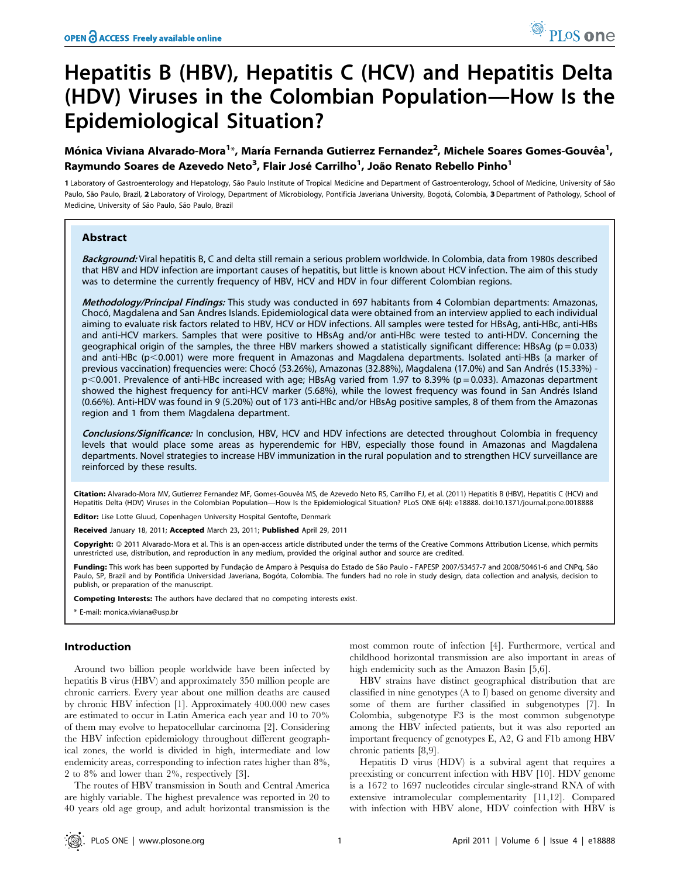# Hepatitis B (HBV), Hepatitis C (HCV) and Hepatitis Delta (HDV) Viruses in the Colombian Population—How Is the Epidemiological Situation?

**Mónica Viviana Alvarado-Mora[1]*, María Fernanda Gutierrez Fernandez[2], Michele Soares Gomes-Gouvêa[1], Raymundo Soares de Azevedo Neto[3], Flair José Carrilho[1], João Renato Rebello Pinho[1]**

1 Laboratory of Gastroenterology and Hepatology, São Paulo Institute of Tropical Medicine and Department of Gastroenterology, School of Medicine, University of São Paulo, São Paulo, Brazil, 2 Laboratory of Virology, Department of Microbiology, Pontificia Javeriana University, Bogotá, Colombia, 3 Department of Pathology, School of Medicine, University of São Paulo, São Paulo, Brazil

## Abstract

***Background:*** Viral hepatitis B, C and delta still remain a serious problem worldwide. In Colombia, data from 1980s described that HBV and HDV infection are important causes of hepatitis, but little is known about HCV infection. The aim of this study was to determine the currently frequency of HBV, HCV and HDV in four different Colombian regions.

***Methodology/Principal Findings:*** This study was conducted in 697 habitants from 4 Colombian departments: Amazonas, Chocó, Magdalena and San Andres Islands. Epidemiological data were obtained from an interview applied to each individual aiming to evaluate risk factors related to HBV, HCV or HDV infections. All samples were tested for HBsAg, anti-HBc, anti-HBs and anti-HCV markers. Samples that were positive to HBsAg and/or anti-HBc were tested to anti-HDV. Concerning the geographical origin of the samples, the three HBV markers showed a statistically significant difference: HBsAg ($p = 0.033$) and anti-HBc ($p < 0.001$) were more frequent in Amazonas and Magdalena departments. Isolated anti-HBs (a marker of previous vaccination) frequencies were: Chocó (53.26%), Amazonas (32.88%), Magdalena (17.0%) and San Andrés (15.33%) - $p < 0.001$. Prevalence of anti-HBc increased with age; HBsAg varied from 1.97 to 8.39% ($p = 0.033$). Amazonas department showed the highest frequency for anti-HCV marker (5.68%), while the lowest frequency was found in San Andrés Island (0.66%). Anti-HDV was found in 9 (5.20%) out of 173 anti-HBc and/or HBsAg positive samples, 8 of them from the Amazonas region and 1 from them Magdalena department.

***Conclusions/Significance:*** In conclusion, HBV, HCV and HDV infections are detected throughout Colombia in frequency levels that would place some areas as hyperendemic for HBV, especially those found in Amazonas and Magdalena departments. Novel strategies to increase HBV immunization in the rural population and to strengthen HCV surveillance are reinforced by these results.

**Citation:** Alvarado-Mora MV, Gutierrez Fernandez MF, Gomes-Gouvêa MS, de Azevedo Neto RS, Carrilho FJ, et al. (2011) Hepatitis B (HBV), Hepatitis C (HCV) and Hepatitis Delta (HDV) Viruses in the Colombian Population—How Is the Epidemiological Situation? PLoS ONE 6(4): e18888. doi:10.1371/journal.pone.0018888

**Editor:** Lise Lotte Gluud, Copenhagen University Hospital Gentofte, Denmark

**Received** January 18, 2011; **Accepted** March 23, 2011; **Published** April 29, 2011

**Copyright:** © 2011 Alvarado-Mora et al. This is an open-access article distributed under the terms of the Creative Commons Attribution License, which permits unrestricted use, distribution, and reproduction in any medium, provided the original author and source are credited.

**Funding:** This work has been supported by Fundação de Amparo à Pesquisa do Estado de São Paulo - FAPESP 2007/53457-7 and 2008/50461-6 and CNPq, São Paulo, SP, Brazil and by Pontificia Universidad Javeriana, Bogóta, Colombia. The funders had no role in study design, data collection and analysis, decision to publish, or preparation of the manuscript.

**Competing Interests:** The authors have declared that no competing interests exist.

\* E-mail: monica.viviana@usp.br

## Introduction

Around two billion people worldwide have been infected by hepatitis B virus (HBV) and approximately 350 million people are chronic carriers. Every year about one million deaths are caused by chronic HBV infection [1]. Approximately 400.000 new cases are estimated to occur in Latin America each year and 10 to 70% of them may evolve to hepatocellular carcinoma [2]. Considering the HBV infection epidemiology throughout different geographical zones, the world is divided in high, intermediate and low endemicity areas, corresponding to infection rates higher than 8%, 2 to 8% and lower than 2%, respectively [3].

The routes of HBV transmission in South and Central America are highly variable. The highest prevalence was reported in 20 to 40 years old age group, and adult horizontal transmission is the most common route of infection [4]. Furthermore, vertical and childhood horizontal transmission are also important in areas of high endemicity such as the Amazon Basin [5,6].

HBV strains have distinct geographical distribution that are classified in nine genotypes (A to I) based on genome diversity and some of them are further classified in subgenotypes [7]. In Colombia, subgenotype F3 is the most common subgenotype among the HBV infected patients, but it was also reported an important frequency of genotypes E, A2, G and F1b among HBV chronic patients [8,9].

Hepatitis D virus (HDV) is a subviral agent that requires a preexisting or concurrent infection with HBV [10]. HDV genome is a 1672 to 1697 nucleotides circular single-strand RNA of with extensive intramolecular complementarity [11,12]. Compared with infection with HBV alone, HDV coinfection with HBV is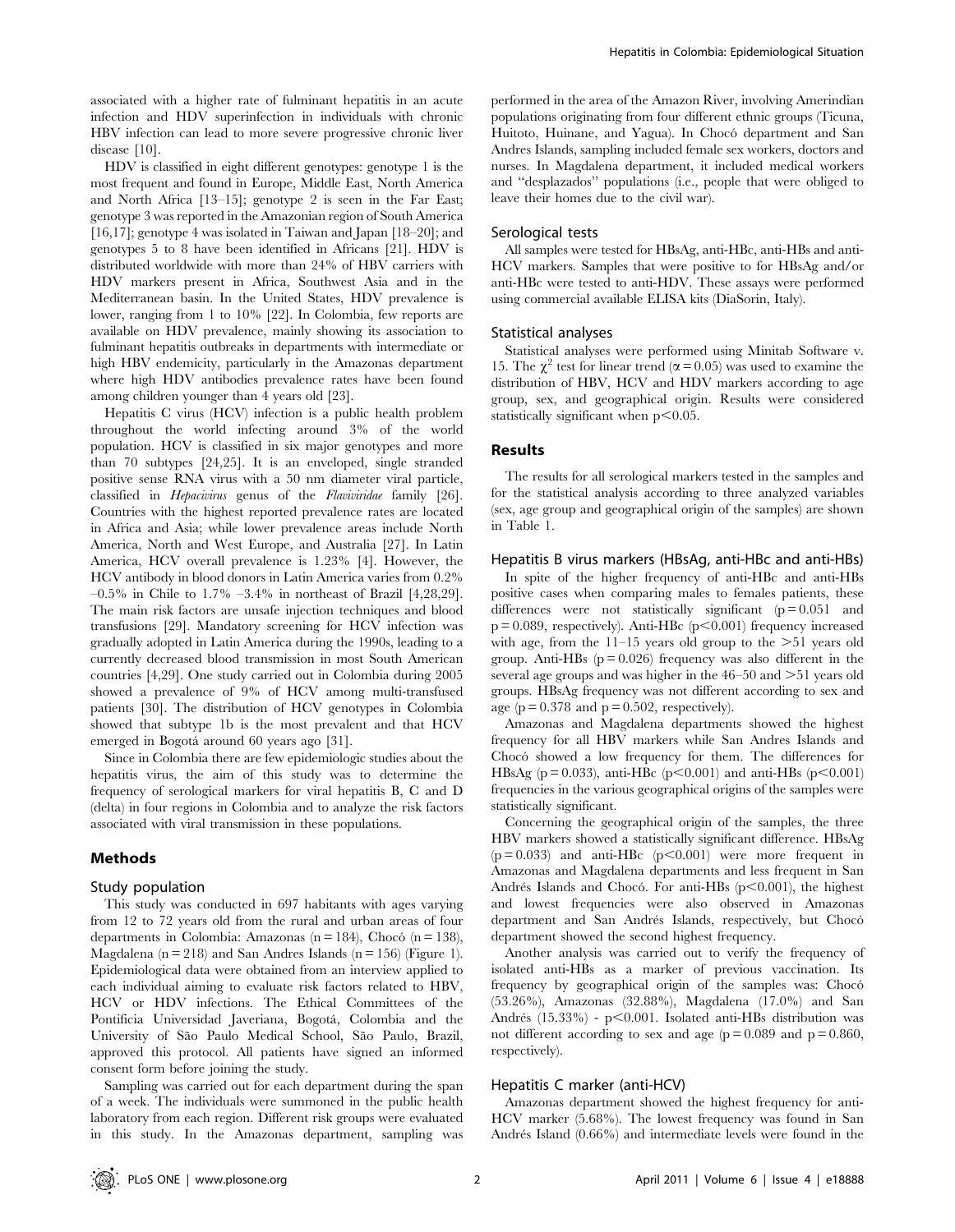associated with a higher rate of fulminant hepatitis in an acute infection and HDV superinfection in individuals with chronic HBV infection can lead to more severe progressive chronic liver disease [10].

HDV is classified in eight different genotypes: genotype 1 is the most frequent and found in Europe, Middle East, North America and North Africa [13–15]; genotype 2 is seen in the Far East; genotype 3 was reported in the Amazonian region of South America [16,17]; genotype 4 was isolated in Taiwan and Japan [18–20]; and genotypes 5 to 8 have been identified in Africans [21]. HDV is distributed worldwide with more than 24% of HBV carriers with HDV markers present in Africa, Southwest Asia and in the Mediterranean basin. In the United States, HDV prevalence is lower, ranging from 1 to 10% [22]. In Colombia, few reports are available on HDV prevalence, mainly showing its association to fulminant hepatitis outbreaks in departments with intermediate or high HBV endemicity, particularly in the Amazonas department where high HDV antibodies prevalence rates have been found among children younger than 4 years old [23].

Hepatitis C virus (HCV) infection is a public health problem throughout the world infecting around 3% of the world population. HCV is classified in six major genotypes and more than 70 subtypes [24,25]. It is an enveloped, single stranded positive sense RNA virus with a 50 nm diameter viral particle, classified in *Hepacivirus* genus of the *Flaviviridae* family [26]. Countries with the highest reported prevalence rates are located in Africa and Asia; while lower prevalence areas include North America, North and West Europe, and Australia [27]. In Latin America, HCV overall prevalence is 1.23% [4]. However, the HCV antibody in blood donors in Latin America varies from 0.2% –0.5% in Chile to 1.7% –3.4% in northeast of Brazil [4,28,29]. The main risk factors are unsafe injection techniques and blood transfusions [29]. Mandatory screening for HCV infection was gradually adopted in Latin America during the 1990s, leading to a currently decreased blood transmission in most South American countries [4,29]. One study carried out in Colombia during 2005 showed a prevalence of 9% of HCV among multi-transfused patients [30]. The distribution of HCV genotypes in Colombia showed that subtype 1b is the most prevalent and that HCV emerged in Bogotá around 60 years ago [31].

Since in Colombia there are few epidemiologic studies about the hepatitis virus, the aim of this study was to determine the frequency of serological markers for viral hepatitis B, C and D (delta) in four regions in Colombia and to analyze the risk factors associated with viral transmission in these populations.

## Methods

### Study population

This study was conducted in 697 habitants with ages varying from 12 to 72 years old from the rural and urban areas of four departments in Colombia: Amazonas (n = 184), Chocó (n = 138), Magdalena (n = 218) and San Andres Islands (n = 156) (Figure 1). Epidemiological data were obtained from an interview applied to each individual aiming to evaluate risk factors related to HBV, HCV or HDV infections. The Ethical Committees of the Pontificia Universidad Javeriana, Bogotá, Colombia and the University of São Paulo Medical School, São Paulo, Brazil, approved this protocol. All patients have signed an informed consent form before joining the study.

Sampling was carried out for each department during the span of a week. The individuals were summoned in the public health laboratory from each region. Different risk groups were evaluated in this study. In the Amazonas department, sampling was performed in the area of the Amazon River, involving Amerindian populations originating from four different ethnic groups (Ticuna, Huitoto, Huinane, and Yagua). In Chocó department and San Andres Islands, sampling included female sex workers, doctors and nurses. In Magdalena department, it included medical workers and "desplazados" populations (i.e., people that were obliged to leave their homes due to the civil war).

### Serological tests

All samples were tested for HBsAg, anti-HBc, anti-HBs and anti-HCV markers. Samples that were positive to for HBsAg and/or anti-HBc were tested to anti-HDV. These assays were performed using commercial available ELISA kits (DiaSorin, Italy).

### Statistical analyses

Statistical analyses were performed using Minitab Software v. 15. The $\chi^2$ test for linear trend ($\alpha = 0.05$) was used to examine the distribution of HBV, HCV and HDV markers according to age group, sex, and geographical origin. Results were considered statistically significant when $p<0.05$.

## Results

The results for all serological markers tested in the samples and for the statistical analysis according to three analyzed variables (sex, age group and geographical origin of the samples) are shown in Table 1.

### Hepatitis B virus markers (HBsAg, anti-HBc and anti-HBs)

In spite of the higher frequency of anti-HBc and anti-HBs positive cases when comparing males to females patients, these differences were not statistically significant ($p = 0.051$ and $p = 0.089$, respectively). Anti-HBc ($p<0.001$) frequency increased with age, from the 11–15 years old group to the >51 years old group. Anti-HBs ($p = 0.026$) frequency was also different in the several age groups and was higher in the 46–50 and >51 years old groups. HBsAg frequency was not different according to sex and age ($p = 0.378$ and $p = 0.502$, respectively).

Amazonas and Magdalena departments showed the highest frequency for all HBV markers while San Andres Islands and Chocó showed a low frequency for them. The differences for HBsAg ($p = 0.033$), anti-HBc ($p<0.001$) and anti-HBs ($p<0.001$) frequencies in the various geographical origins of the samples were statistically significant.

Concerning the geographical origin of the samples, the three HBV markers showed a statistically significant difference. HBsAg ($p = 0.033$) and anti-HBc ($p<0.001$) were more frequent in Amazonas and Magdalena departments and less frequent in San Andrés Islands and Chocó. For anti-HBs ($p<0.001$), the highest and lowest frequencies were also observed in Amazonas department and San Andrés Islands, respectively, but Chocó department showed the second highest frequency.

Another analysis was carried out to verify the frequency of isolated anti-HBs as a marker of previous vaccination. Its frequency by geographical origin of the samples was: Chocó (53.26%), Amazonas (32.88%), Magdalena (17.0%) and San Andrés (15.33%) - $p<0.001$. Isolated anti-HBs distribution was not different according to sex and age ($p = 0.089$ and $p = 0.860$, respectively).

### Hepatitis C marker (anti-HCV)

Amazonas department showed the highest frequency for anti-HCV marker (5.68%). The lowest frequency was found in San Andrés Island (0.66%) and intermediate levels were found in the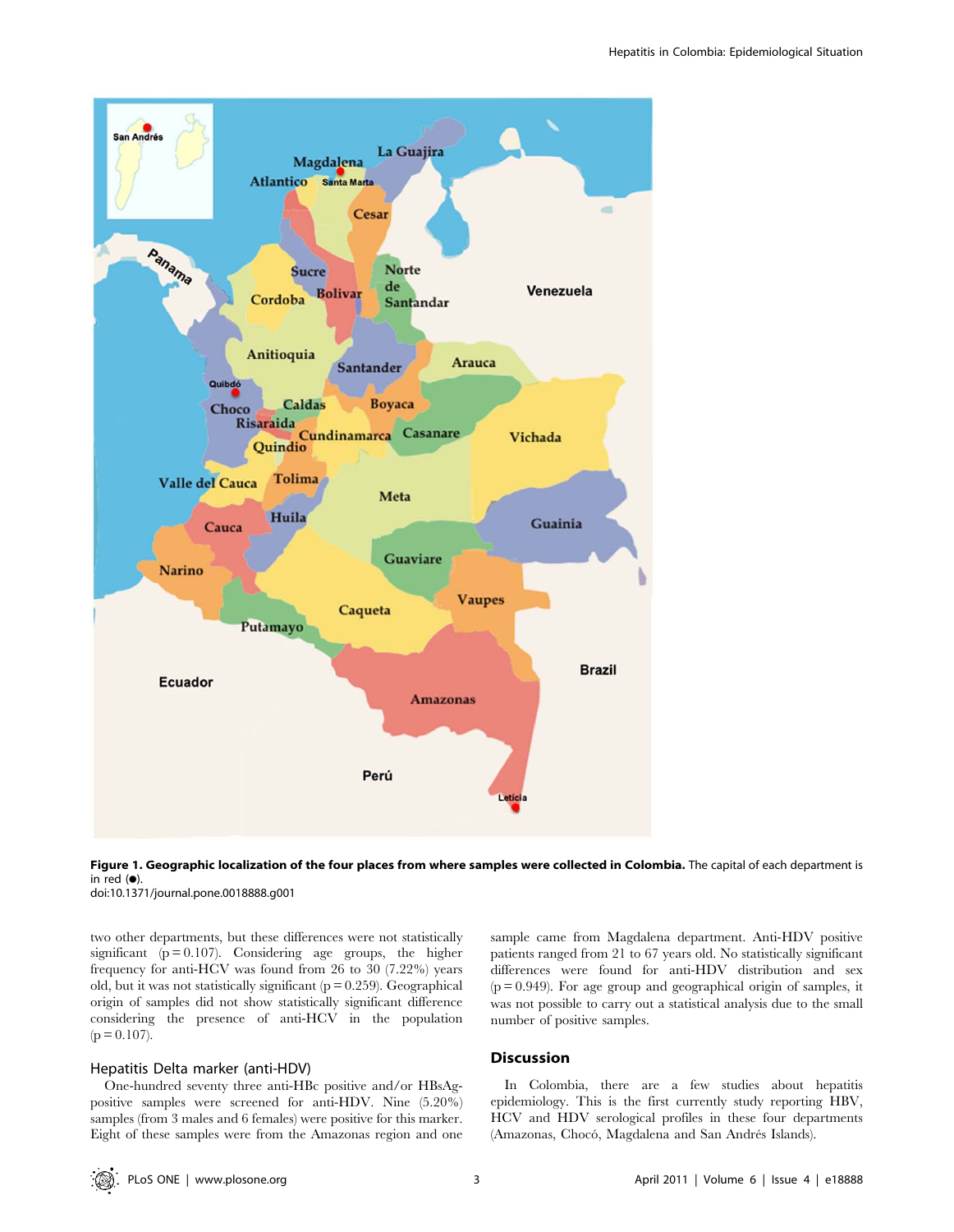**Figure 1. Geographic localization of the four places from where samples were collected in Colombia.** The capital of each department is in red (●).
doi:10.1371/journal.pone.0018888.g001

two other departments, but these differences were not statistically significant ($p = 0.107$). Considering age groups, the higher frequency for anti-HCV was found from 26 to 30 (7.22%) years old, but it was not statistically significant ($p = 0.259$). Geographical origin of samples did not show statistically significant difference considering the presence of anti-HCV in the population ($p = 0.107$).

### Hepatitis Delta marker (anti-HDV)

One-hundred seventy three anti-HBc positive and/or HBsAg-positive samples were screened for anti-HDV. Nine (5.20%) samples (from 3 males and 6 females) were positive for this marker. Eight of these samples were from the Amazonas region and one sample came from Magdalena department. Anti-HDV positive patients ranged from 21 to 67 years old. No statistically significant differences were found for anti-HDV distribution and sex ($p = 0.949$). For age group and geographical origin of samples, it was not possible to carry out a statistical analysis due to the small number of positive samples.

## Discussion

In Colombia, there are a few studies about hepatitis epidemiology. This is the first currently study reporting HBV, HCV and HDV serological profiles in these four departments (Amazonas, Chocó, Magdalena and San Andrés Islands).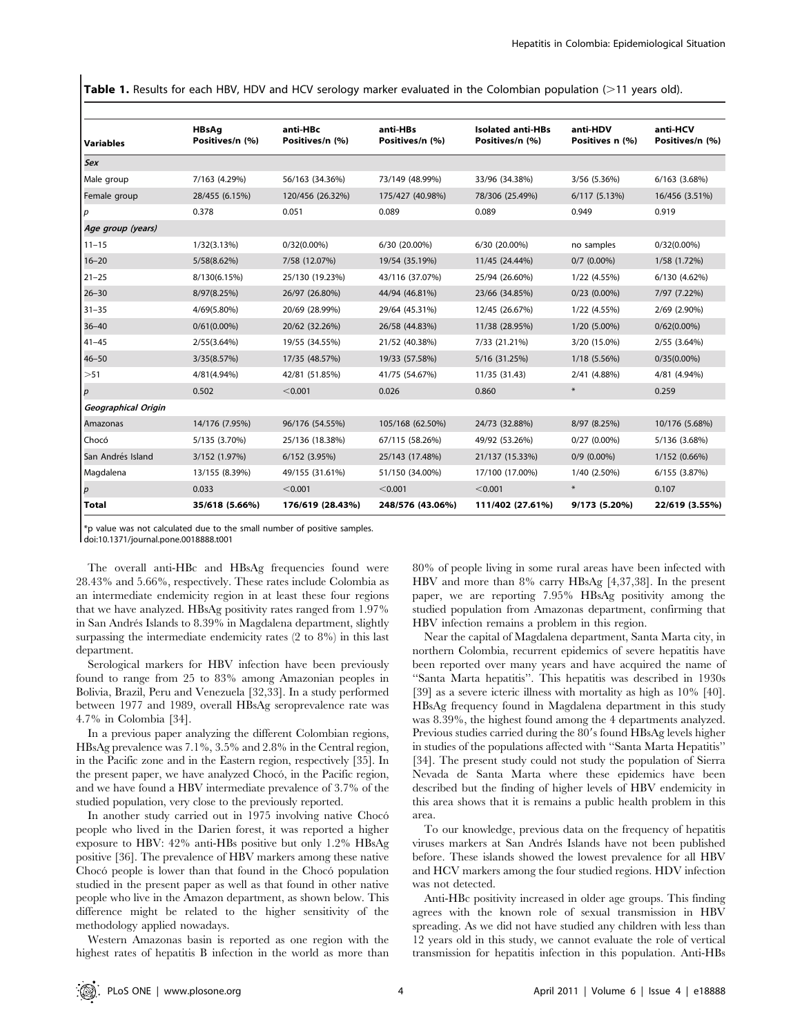**Table 1.** Results for each HBV, HDV and HCV serology marker evaluated in the Colombian population (>11 years old).

| Variables | HBsAg Positives/n (%) | anti-HBc Positives/n (%) | anti-HBs Positives/n (%) | Isolated anti-HBs Positives/n (%) | anti-HDV Positives n (%) | anti-HCV Positives/n (%) |
|---|---|---|---|---|---|---|
| ***Sex*** | | | | | | |
| Male group | 7/163 (4.29%) | 56/163 (34.36%) | 73/149 (48.99%) | 33/96 (34.38%) | 3/56 (5.36%) | 6/163 (3.68%) |
| Female group | 28/455 (6.15%) | 120/456 (26.32%) | 175/427 (40.98%) | 78/306 (25.49%) | 6/117 (5.13%) | 16/456 (3.51%) |
| *p* | 0.378 | 0.051 | 0.089 | 0.089 | 0.949 | 0.919 |
| ***Age group (years)*** | | | | | | |
| 11–15 | 1/32(3.13%) | 0/32(0.00%) | 6/30 (20.00%) | 6/30 (20.00%) | no samples | 0/32(0.00%) |
| 16–20 | 5/58(8.62%) | 7/58 (12.07%) | 19/54 (35.19%) | 11/45 (24.44%) | 0/7 (0.00%) | 1/58 (1.72%) |
| 21–25 | 8/130(6.15%) | 25/130 (19.23%) | 43/116 (37.07%) | 25/94 (26.60%) | 1/22 (4.55%) | 6/130 (4.62%) |
| 26–30 | 8/97(8.25%) | 26/97 (26.80%) | 44/94 (46.81%) | 23/66 (34.85%) | 0/23 (0.00%) | 7/97 (7.22%) |
| 31–35 | 4/69(5.80%) | 20/69 (28.99%) | 29/64 (45.31%) | 12/45 (26.67%) | 1/22 (4.55%) | 2/69 (2.90%) |
| 36–40 | 0/61(0.00%) | 20/62 (32.26%) | 26/58 (44.83%) | 11/38 (28.95%) | 1/20 (5.00%) | 0/62(0.00%) |
| 41–45 | 2/55(3.64%) | 19/55 (34.55%) | 21/52 (40.38%) | 7/33 (21.21%) | 3/20 (15.0%) | 2/55 (3.64%) |
| 46–50 | 3/35(8.57%) | 17/35 (48.57%) | 19/33 (57.58%) | 5/16 (31.25%) | 1/18 (5.56%) | 0/35(0.00%) |
| >51 | 4/81(4.94%) | 42/81 (51.85%) | 41/75 (54.67%) | 11/35 (31.43) | 2/41 (4.88%) | 4/81 (4.94%) |
| *p* | 0.502 | <0.001 | 0.026 | 0.860 | * | 0.259 |
| ***Geographical Origin*** | | | | | | |
| Amazonas | 14/176 (7.95%) | 96/176 (54.55%) | 105/168 (62.50%) | 24/73 (32.88%) | 8/97 (8.25%) | 10/176 (5.68%) |
| Chocó | 5/135 (3.70%) | 25/136 (18.38%) | 67/115 (58.26%) | 49/92 (53.26%) | 0/27 (0.00%) | 5/136 (3.68%) |
| San Andrés Island | 3/152 (1.97%) | 6/152 (3.95%) | 25/143 (17.48%) | 21/137 (15.33%) | 0/9 (0.00%) | 1/152 (0.66%) |
| Magdalena | 13/155 (8.39%) | 49/155 (31.61%) | 51/150 (34.00%) | 17/100 (17.00%) | 1/40 (2.50%) | 6/155 (3.87%) |
| *p* | 0.033 | <0.001 | <0.001 | <0.001 | * | 0.107 |
| **Total** | **35/618 (5.66%)** | **176/619 (28.43%)** | **248/576 (43.06%)** | **111/402 (27.61%)** | **9/173 (5.20%)** | **22/619 (3.55%)** |

*p value was not calculated due to the small number of positive samples.
doi:10.1371/journal.pone.0018888.t001

The overall anti-HBc and HBsAg frequencies found were 28.43% and 5.66%, respectively. These rates include Colombia as an intermediate endemicity region in at least these four regions that we have analyzed. HBsAg positivity rates ranged from 1.97% in San Andrés Islands to 8.39% in Magdalena department, slightly surpassing the intermediate endemicity rates (2 to 8%) in this last department.

Serological markers for HBV infection have been previously found to range from 25 to 83% among Amazonian peoples in Bolivia, Brazil, Peru and Venezuela [32,33]. In a study performed between 1977 and 1989, overall HBsAg seroprevalence rate was 4.7% in Colombia [34].

In a previous paper analyzing the different Colombian regions, HBsAg prevalence was 7.1%, 3.5% and 2.8% in the Central region, in the Pacific zone and in the Eastern region, respectively [35]. In the present paper, we have analyzed Chocó, in the Pacific region, and we have found a HBV intermediate prevalence of 3.7% of the studied population, very close to the previously reported.

In another study carried out in 1975 involving native Chocó people who lived in the Darien forest, it was reported a higher exposure to HBV: 42% anti-HBs positive but only 1.2% HBsAg positive [36]. The prevalence of HBV markers among these native Chocó people is lower than that found in the Chocó population studied in the present paper as well as that found in other native people who live in the Amazon department, as shown below. This difference might be related to the higher sensitivity of the methodology applied nowadays.

Western Amazonas basin is reported as one region with the highest rates of hepatitis B infection in the world as more than 80% of people living in some rural areas have been infected with HBV and more than 8% carry HBsAg [4,37,38]. In the present paper, we are reporting 7.95% HBsAg positivity among the studied population from Amazonas department, confirming that HBV infection remains a problem in this region.

Near the capital of Magdalena department, Santa Marta city, in northern Colombia, recurrent epidemics of severe hepatitis have been reported over many years and have acquired the name of "Santa Marta hepatitis". This hepatitis was described in 1930s [39] as a severe icteric illness with mortality as high as 10% [40]. HBsAg frequency found in Magdalena department in this study was 8.39%, the highest found among the 4 departments analyzed. Previous studies carried during the 80′s found HBsAg levels higher in studies of the populations affected with "Santa Marta Hepatitis" [34]. The present study could not study the population of Sierra Nevada de Santa Marta where these epidemics have been described but the finding of higher levels of HBV endemicity in this area shows that it is remains a public health problem in this area.

To our knowledge, previous data on the frequency of hepatitis viruses markers at San Andrés Islands have not been published before. These islands showed the lowest prevalence for all HBV and HCV markers among the four studied regions. HDV infection was not detected.

Anti-HBc positivity increased in older age groups. This finding agrees with the known role of sexual transmission in HBV spreading. As we did not have studied any children with less than 12 years old in this study, we cannot evaluate the role of vertical transmission for hepatitis infection in this population. Anti-HBs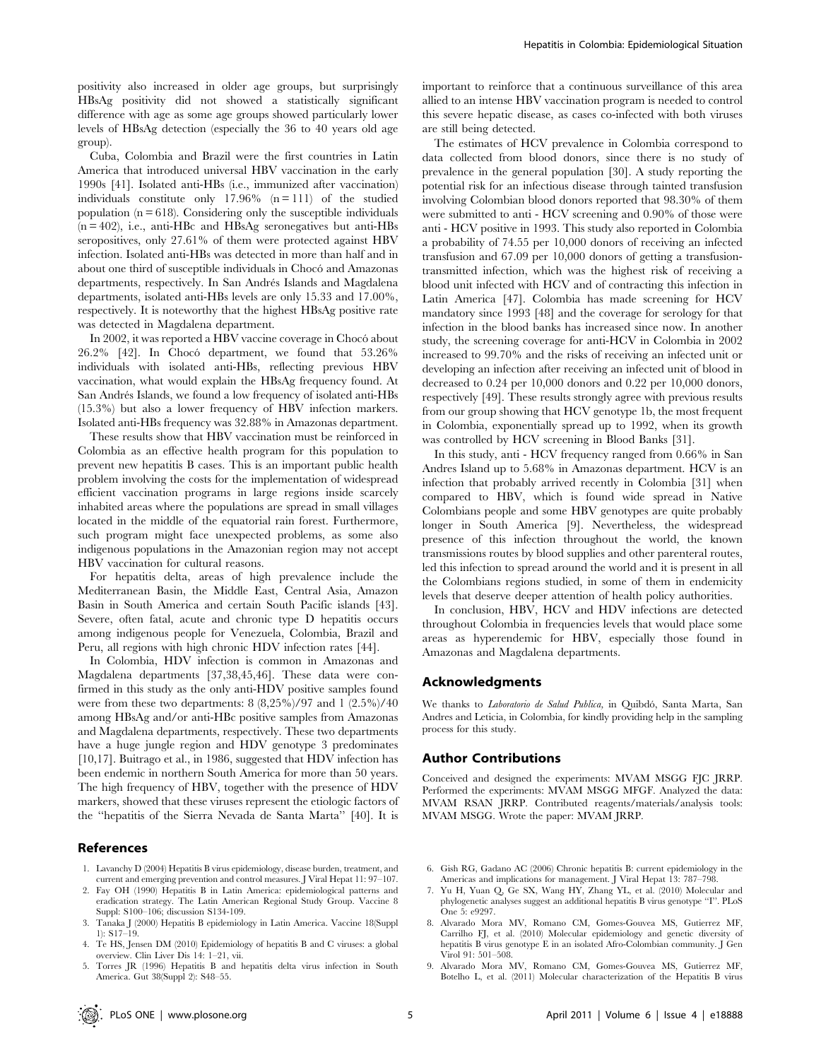positivity also increased in older age groups, but surprisingly HBsAg positivity did not showed a statistically significant difference with age as some age groups showed particularly lower levels of HBsAg detection (especially the 36 to 40 years old age group).

Cuba, Colombia and Brazil were the first countries in Latin America that introduced universal HBV vaccination in the early 1990s [41]. Isolated anti-HBs (i.e., immunized after vaccination) individuals constitute only 17.96% (n = 111) of the studied population (n = 618). Considering only the susceptible individuals (n = 402), i.e., anti-HBc and HBsAg seronegatives but anti-HBs seropositives, only 27.61% of them were protected against HBV infection. Isolated anti-HBs was detected in more than half and in about one third of susceptible individuals in Chocó and Amazonas departments, respectively. In San Andrés Islands and Magdalena departments, isolated anti-HBs levels are only 15.33 and 17.00%, respectively. It is noteworthy that the highest HBsAg positive rate was detected in Magdalena department.

In 2002, it was reported a HBV vaccine coverage in Chocó about 26.2% [42]. In Chocó department, we found that 53.26% individuals with isolated anti-HBs, reflecting previous HBV vaccination, what would explain the HBsAg frequency found. At San Andrés Islands, we found a low frequency of isolated anti-HBs (15.3%) but also a lower frequency of HBV infection markers. Isolated anti-HBs frequency was 32.88% in Amazonas department.

These results show that HBV vaccination must be reinforced in Colombia as an effective health program for this population to prevent new hepatitis B cases. This is an important public health problem involving the costs for the implementation of widespread efficient vaccination programs in large regions inside scarcely inhabited areas where the populations are spread in small villages located in the middle of the equatorial rain forest. Furthermore, such program might face unexpected problems, as some also indigenous populations in the Amazonian region may not accept HBV vaccination for cultural reasons.

For hepatitis delta, areas of high prevalence include the Mediterranean Basin, the Middle East, Central Asia, Amazon Basin in South America and certain South Pacific islands [43]. Severe, often fatal, acute and chronic type D hepatitis occurs among indigenous people for Venezuela, Colombia, Brazil and Peru, all regions with high chronic HDV infection rates [44].

In Colombia, HDV infection is common in Amazonas and Magdalena departments [37,38,45,46]. These data were confirmed in this study as the only anti-HDV positive samples found were from these two departments: 8 (8,25%)/97 and 1 (2.5%)/40 among HBsAg and/or anti-HBc positive samples from Amazonas and Magdalena departments, respectively. These two departments have a huge jungle region and HDV genotype 3 predominates [10,17]. Buitrago et al., in 1986, suggested that HDV infection has been endemic in northern South America for more than 50 years. The high frequency of HBV, together with the presence of HDV markers, showed that these viruses represent the etiologic factors of the "hepatitis of the Sierra Nevada de Santa Marta" [40]. It is important to reinforce that a continuous surveillance of this area allied to an intense HBV vaccination program is needed to control this severe hepatic disease, as cases co-infected with both viruses are still being detected.

The estimates of HCV prevalence in Colombia correspond to data collected from blood donors, since there is no study of prevalence in the general population [30]. A study reporting the potential risk for an infectious disease through tainted transfusion involving Colombian blood donors reported that 98.30% of them were submitted to anti - HCV screening and 0.90% of those were anti - HCV positive in 1993. This study also reported in Colombia a probability of 74.55 per 10,000 donors of receiving an infected transfusion and 67.09 per 10,000 donors of getting a transfusion-transmitted infection, which was the highest risk of receiving a blood unit infected with HCV and of contracting this infection in Latin America [47]. Colombia has made screening for HCV mandatory since 1993 [48] and the coverage for serology for that infection in the blood banks has increased since now. In another study, the screening coverage for anti-HCV in Colombia in 2002 increased to 99.70% and the risks of receiving an infected unit or developing an infection after receiving an infected unit of blood in decreased to 0.24 per 10,000 donors and 0.22 per 10,000 donors, respectively [49]. These results strongly agree with previous results from our group showing that HCV genotype 1b, the most frequent in Colombia, exponentially spread up to 1992, when its growth was controlled by HCV screening in Blood Banks [31].

In this study, anti - HCV frequency ranged from 0.66% in San Andres Island up to 5.68% in Amazonas department. HCV is an infection that probably arrived recently in Colombia [31] when compared to HBV, which is found wide spread in Native Colombians people and some HBV genotypes are quite probably longer in South America [9]. Nevertheless, the widespread presence of this infection throughout the world, the known transmissions routes by blood supplies and other parenteral routes, led this infection to spread around the world and it is present in all the Colombians regions studied, in some of them in endemicity levels that deserve deeper attention of health policy authorities.

In conclusion, HBV, HCV and HDV infections are detected throughout Colombia in frequencies levels that would place some areas as hyperendemic for HBV, especially those found in Amazonas and Magdalena departments.

## Acknowledgments

We thanks to *Laboratorio de Salud Publica,* in Quibdó, Santa Marta, San Andres and Leticia, in Colombia, for kindly providing help in the sampling process for this study.

## Author Contributions

Conceived and designed the experiments: MVAM MSGG FJC JRRP. Performed the experiments: MVAM MSGG MFGF. Analyzed the data: MVAM RSAN JRRP. Contributed reagents/materials/analysis tools: MVAM MSGG. Wrote the paper: MVAM JRRP.

## References

1. Lavanchy D (2004) Hepatitis B virus epidemiology, disease burden, treatment, and current and emerging prevention and control measures. J Viral Hepat 11: 97–107.
2. Fay OH (1990) Hepatitis B in Latin America: epidemiological patterns and eradication strategy. The Latin American Regional Study Group. Vaccine 8 Suppl: S100–106; discussion S134-109.
3. Tanaka J (2000) Hepatitis B epidemiology in Latin America. Vaccine 18(Suppl 1): S17–19.
4. Te HS, Jensen DM (2010) Epidemiology of hepatitis B and C viruses: a global overview. Clin Liver Dis 14: 1–21, vii.
5. Torres JR (1996) Hepatitis B and hepatitis delta virus infection in South America. Gut 38(Suppl 2): S48–55.
6. Gish RG, Gadano AC (2006) Chronic hepatitis B: current epidemiology in the Americas and implications for management. J Viral Hepat 13: 787–798.
7. Yu H, Yuan Q, Ge SX, Wang HY, Zhang YL, et al. (2010) Molecular and phylogenetic analyses suggest an additional hepatitis B virus genotype "I". PLoS One 5: e9297.
8. Alvarado Mora MV, Romano CM, Gomes-Gouvea MS, Gutierrez MF, Carrilho FJ, et al. (2010) Molecular epidemiology and genetic diversity of hepatitis B virus genotype E in an isolated Afro-Colombian community. J Gen Virol 91: 501–508.
9. Alvarado Mora MV, Romano CM, Gomes-Gouvea MS, Gutierrez MF, Botelho L, et al. (2011) Molecular characterization of the Hepatitis B virus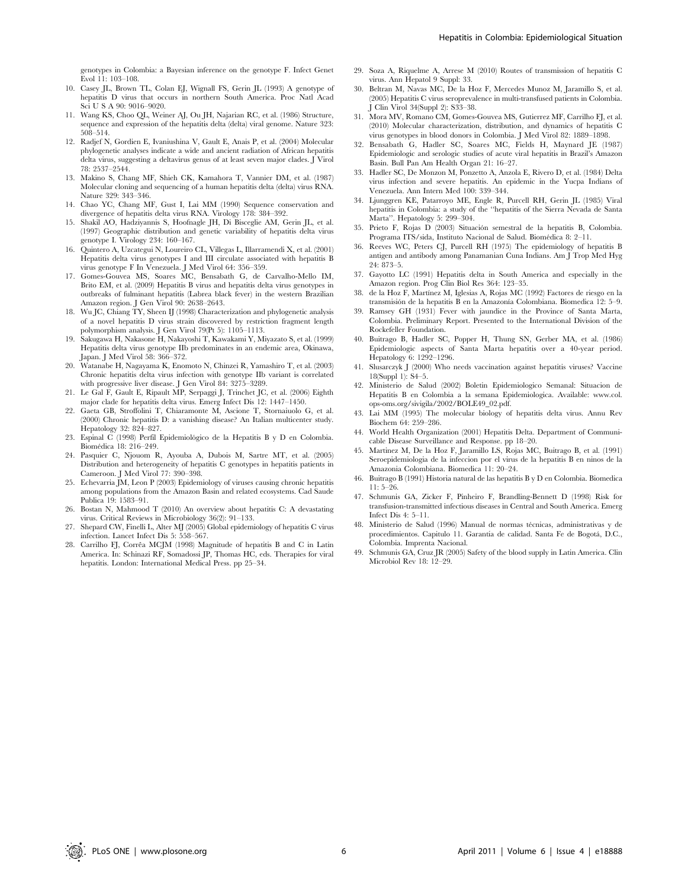genotypes in Colombia: a Bayesian inference on the genotype F. Infect Genet Evol 11: 103–108.

10. Casey JL, Brown TL, Colan EJ, Wignall FS, Gerin JL (1993) A genotype of hepatitis D virus that occurs in northern South America. Proc Natl Acad Sci U S A 90: 9016–9020.
11. Wang KS, Choo QL, Weiner AJ, Ou JH, Najarian RC, et al. (1986) Structure, sequence and expression of the hepatitis delta (delta) viral genome. Nature 323: 508–514.
12. Radjef N, Gordien E, Ivaniushina V, Gault E, Anais P, et al. (2004) Molecular phylogenetic analyses indicate a wide and ancient radiation of African hepatitis delta virus, suggesting a deltavirus genus of at least seven major clades. J Virol 78: 2537–2544.
13. Makino S, Chang MF, Shieh CK, Kamahora T, Vannier DM, et al. (1987) Molecular cloning and sequencing of a human hepatitis delta (delta) virus RNA. Nature 329: 343–346.
14. Chao YC, Chang MF, Gust I, Lai MM (1990) Sequence conservation and divergence of hepatitis delta virus RNA. Virology 178: 384–392.
15. Shakil AO, Hadziyannis S, Hoofnagle JH, Di Bisceglie AM, Gerin JL, et al. (1997) Geographic distribution and genetic variability of hepatitis delta virus genotype I. Virology 234: 160–167.
16. Quintero A, Uzcategui N, Loureiro CL, Villegas L, Illarramendi X, et al. (2001) Hepatitis delta virus genotypes I and III circulate associated with hepatitis B virus genotype F In Venezuela. J Med Virol 64: 356–359.
17. Gomes-Gouvea MS, Soares MC, Bensabath G, de Carvalho-Mello IM, Brito EM, et al. (2009) Hepatitis B virus and hepatitis delta virus genotypes in outbreaks of fulminant hepatitis (Labrea black fever) in the western Brazilian Amazon region. J Gen Virol 90: 2638–2643.
18. Wu JC, Chiang TY, Sheen IJ (1998) Characterization and phylogenetic analysis of a novel hepatitis D virus strain discovered by restriction fragment length polymorphism analysis. J Gen Virol 79(Pt 5): 1105–1113.
19. Sakugawa H, Nakasone H, Nakayoshi T, Kawakami Y, Miyazato S, et al. (1999) Hepatitis delta virus genotype IIb predominates in an endemic area, Okinawa, Japan. J Med Virol 58: 366–372.
20. Watanabe H, Nagayama K, Enomoto N, Chinzei R, Yamashiro T, et al. (2003) Chronic hepatitis delta virus infection with genotype IIb variant is correlated with progressive liver disease. J Gen Virol 84: 3275–3289.
21. Le Gal F, Gault E, Ripault MP, Serpaggi J, Trinchet JC, et al. (2006) Eighth major clade for hepatitis delta virus. Emerg Infect Dis 12: 1447–1450.
22. Gaeta GB, Stroffolini T, Chiaramonte M, Ascione T, Stornaiuolo G, et al. (2000) Chronic hepatitis D: a vanishing disease? An Italian multicenter study. Hepatology 32: 824–827.
23. Espinal C (1998) Perfil Epidemiológico de la Hepatitis B y D en Colombia. Biomédica 18: 216–249.
24. Pasquier C, Njouom R, Ayouba A, Dubois M, Sartre MT, et al. (2005) Distribution and heterogeneity of hepatitis C genotypes in hepatitis patients in Cameroon. J Med Virol 77: 390–398.
25. Echevarria JM, Leon P (2003) Epidemiology of viruses causing chronic hepatitis among populations from the Amazon Basin and related ecosystems. Cad Saude Publica 19: 1583–91.
26. Bostan N, Mahmood T (2010) An overview about hepatitis C: A devastating virus. Critical Reviews in Microbiology 36(2): 91–133.
27. Shepard CW, Finelli L, Alter MJ (2005) Global epidemiology of hepatitis C virus infection. Lancet Infect Dis 5: 558–567.
28. Carrilho FJ, Corrêa MCJM (1998) Magnitude of hepatitis B and C in Latin America. In: Schinazi RF, Somadossi JP, Thomas HC, eds. Therapies for viral hepatitis. London: International Medical Press. pp 25–34.
29. Soza A, Riquelme A, Arrese M (2010) Routes of transmission of hepatitis C virus. Ann Hepatol 9 Suppl: 33.
30. Beltran M, Navas MC, De la Hoz F, Mercedes Munoz M, Jaramillo S, et al. (2005) Hepatitis C virus seroprevalence in multi-transfused patients in Colombia. J Clin Virol 34(Suppl 2): S33–38.
31. Mora MV, Romano CM, Gomes-Gouvea MS, Gutierrez MF, Carrilho FJ, et al. (2010) Molecular characterization, distribution, and dynamics of hepatitis C virus genotypes in blood donors in Colombia. J Med Virol 82: 1889–1898.
32. Bensabath G, Hadler SC, Soares MC, Fields H, Maynard JE (1987) Epidemiologic and serologic studies of acute viral hepatitis in Brazil's Amazon Basin. Bull Pan Am Health Organ 21: 16–27.
33. Hadler SC, De Monzon M, Ponzetto A, Anzola E, Rivero D, et al. (1984) Delta virus infection and severe hepatitis. An epidemic in the Yucpa Indians of Venezuela. Ann Intern Med 100: 339–344.
34. Ljunggren KE, Patarroyo ME, Engle R, Purcell RH, Gerin JL (1985) Viral hepatitis in Colombia: a study of the ''hepatitis of the Sierra Nevada de Santa Marta''. Hepatology 5: 299–304.
35. Prieto F, Rojas D (2003) Situación semestral de la hepatitis B, Colombia. Programa ITS/sida, Instituto Nacional de Salud. Biomédica 8: 2–11.
36. Reeves WC, Peters CJ, Purcell RH (1975) The epidemiology of hepatitis B antigen and antibody among Panamanian Cuna Indians. Am J Trop Med Hyg 24: 873–5.
37. Gayotto LC (1991) Hepatitis delta in South America and especially in the Amazon region. Prog Clin Biol Res 364: 123–35.
38. de la Hoz F, Martínez M, Iglesias A, Rojas MC (1992) Factores de riesgo en la transmisión de la hepatitis B en la Amazonía Colombiana. Biomedica 12: 5–9.
39. Ramsey GH (1931) Fever with jaundice in the Province of Santa Marta, Colombia. Preliminary Report. Presented to the International Division of the Rockefeller Foundation.
40. Buitrago B, Hadler SC, Popper H, Thung SN, Gerber MA, et al. (1986) Epidemiologic aspects of Santa Marta hepatitis over a 40-year period. Hepatology 6: 1292–1296.
41. Slusarczyk J (2000) Who needs vaccination against hepatitis viruses? Vaccine 18(Suppl 1): S4–5.
42. Ministerio de Salud (2002) Boletin Epidemiologico Semanal: Situacion de Hepatitis B en Colombia a la semana Epidemiologica. Available: www.col.ops-oms.org/sivigila/2002/BOLE49_02.pdf.
43. Lai MM (1995) The molecular biology of hepatitis delta virus. Annu Rev Biochem 64: 259–286.
44. World Health Organization (2001) Hepatitis Delta. Department of Communicable Disease Surveillance and Response. pp 18–20.
45. Martinez M, De la Hoz F, Jaramillo LS, Rojas MC, Buitrago B, et al. (1991) Seroepidemiologia de la infeccion por el virus de la hepatitis B en ninos de la Amazonia Colombiana. Biomedica 11: 20–24.
46. Buitrago B (1991) Historia natural de las hepatitis B y D en Colombia. Biomedica 11: 5–26.
47. Schmunis GA, Zicker F, Pinheiro F, Brandling-Bennett D (1998) Risk for transfusion-transmitted infectious diseases in Central and South America. Emerg Infect Dis 4: 5–11.
48. Ministerio de Salud (1996) Manual de normas técnicas, administrativas y de procedimientos. Capitulo 11. Garantía de calidad. Santa Fe de Bogotá, D.C., Colombia. Imprenta Nacional.
49. Schmunis GA, Cruz JR (2005) Safety of the blood supply in Latin America. Clin Microbiol Rev 18: 12–29.